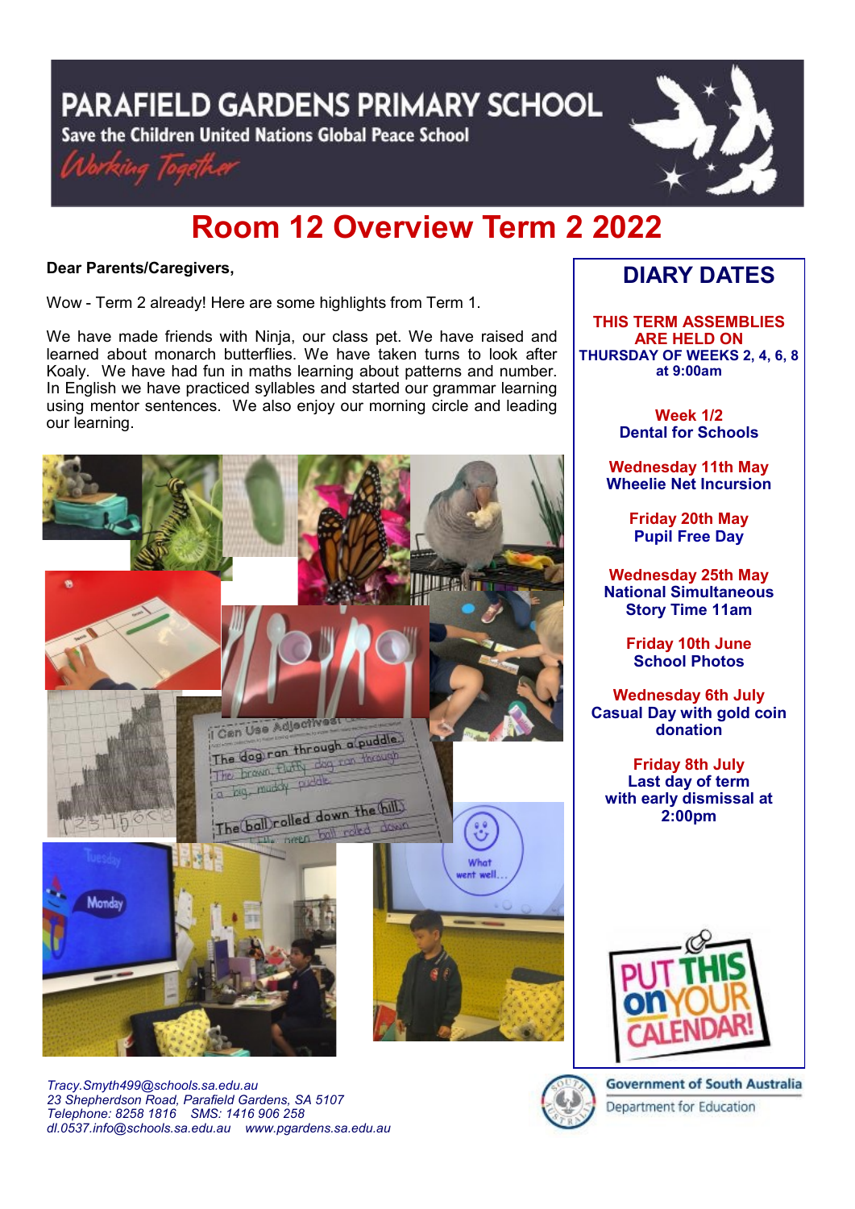# PARAFIELD GARDENS PRIMARY SCHOOL

Save the Children United Nations Global Peace School

*Working Together*

# Room 12 Overview Term 2 2022

**Dear Parents/Caregivers,**

Wow - Term 2 already! Here are some highlights from Term 1.

We have made friends with Ninja, our class pet. We have raised and learned about monarch butterflies. We have taken turns to look after Koaly. We have had fun in maths learning about patterns and number. In English we have practiced syllables and started our grammar learning using mentor sentences. We also enjoy our morning circle and leading our learning.

## DIARY DATES

**THIS TERM ASSEMBLIES ARE HELD ON THURSDAY OF WEEKS 2, 4, 6, 8 at 9:00am**

**Week 1/2**
**Dental for Schools**

**Wednesday 11th May**
**Wheelie Net Incursion**

**Friday 20th May**
**Pupil Free Day**

**Wednesday 25th May**
**National Simultaneous Story Time 11am**

**Friday 10th June**
**School Photos**

**Wednesday 6th July**
**Casual Day with gold coin donation**

**Friday 8th July**
**Last day of term with early dismissal at 2:00pm**

PUT THIS ON YOUR CALENDAR!

*Tracy.Smyth499@schools.sa.edu.au*
*23 Shepherdson Road, Parafield Gardens, SA 5107*
*Telephone: 8258 1816 SMS: 1416 906 258*
*dl.0537.info@schools.sa.edu.au www.pgardens.sa.edu.au*

Government of South Australia
Department for Education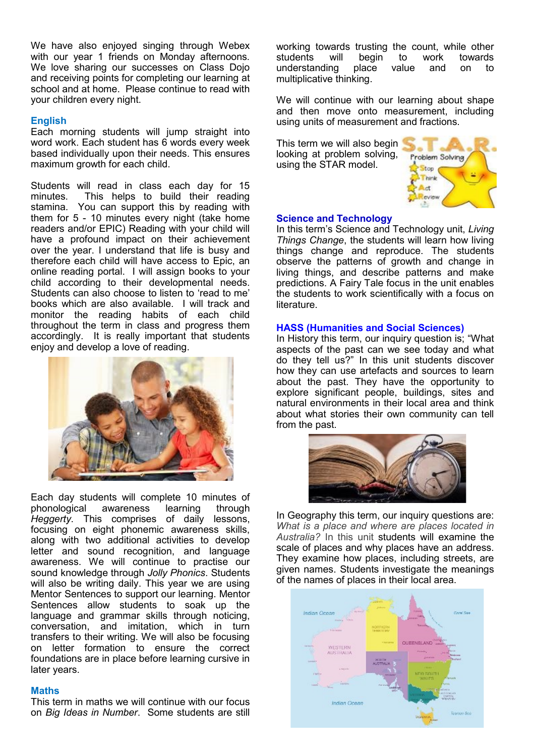We have also enjoyed singing through Webex with our year 1 friends on Monday afternoons. We love sharing our successes on Class Dojo and receiving points for completing our learning at school and at home. Please continue to read with your children every night.

## English

Each morning students will jump straight into word work. Each student has 6 words every week based individually upon their needs. This ensures maximum growth for each child.

Students will read in class each day for 15 minutes. This helps to build their reading stamina. You can support this by reading with them for 5 - 10 minutes every night (take home readers and/or EPIC) Reading with your child will have a profound impact on their achievement over the year. I understand that life is busy and therefore each child will have access to Epic, an online reading portal. I will assign books to your child according to their developmental needs. Students can also choose to listen to 'read to me' books which are also available. I will track and monitor the reading habits of each child throughout the term in class and progress them accordingly. It is really important that students enjoy and develop a love of reading.

Each day students will complete 10 minutes of phonological awareness learning through *Heggerty*. This comprises of daily lessons, focusing on eight phonemic awareness skills, along with two additional activities to develop letter and sound recognition, and language awareness. We will continue to practise our sound knowledge through *Jolly Phonics*. Students will also be writing daily. This year we are using Mentor Sentences to support our learning. Mentor Sentences allow students to soak up the language and grammar skills through noticing, conversation, and imitation, which in turn transfers to their writing. We will also be focusing on letter formation to ensure the correct foundations are in place before learning cursive in later years.

## Maths

This term in maths we will continue with our focus on *Big Ideas in Number*. Some students are still working towards trusting the count, while other students will begin to work towards understanding place value and on to multiplicative thinking.

We will continue with our learning about shape and then move onto measurement, including using units of measurement and fractions.

This term we will also begin looking at problem solving, using the STAR model.

## Science and Technology

In this term's Science and Technology unit, *Living Things Change*, the students will learn how living things change and reproduce. The students observe the patterns of growth and change in living things, and describe patterns and make predictions. A Fairy Tale focus in the unit enables the students to work scientifically with a focus on literature.

## HASS (Humanities and Social Sciences)

In History this term, our inquiry question is; "What aspects of the past can we see today and what do they tell us?" In this unit students discover how they can use artefacts and sources to learn about the past. They have the opportunity to explore significant people, buildings, sites and natural environments in their local area and think about what stories their own community can tell from the past.

In Geography this term, our inquiry questions are: *What is a place and where are places located in Australia?* In this unit students will examine the scale of places and why places have an address. They examine how places, including streets, are given names. Students investigate the meanings of the names of places in their local area.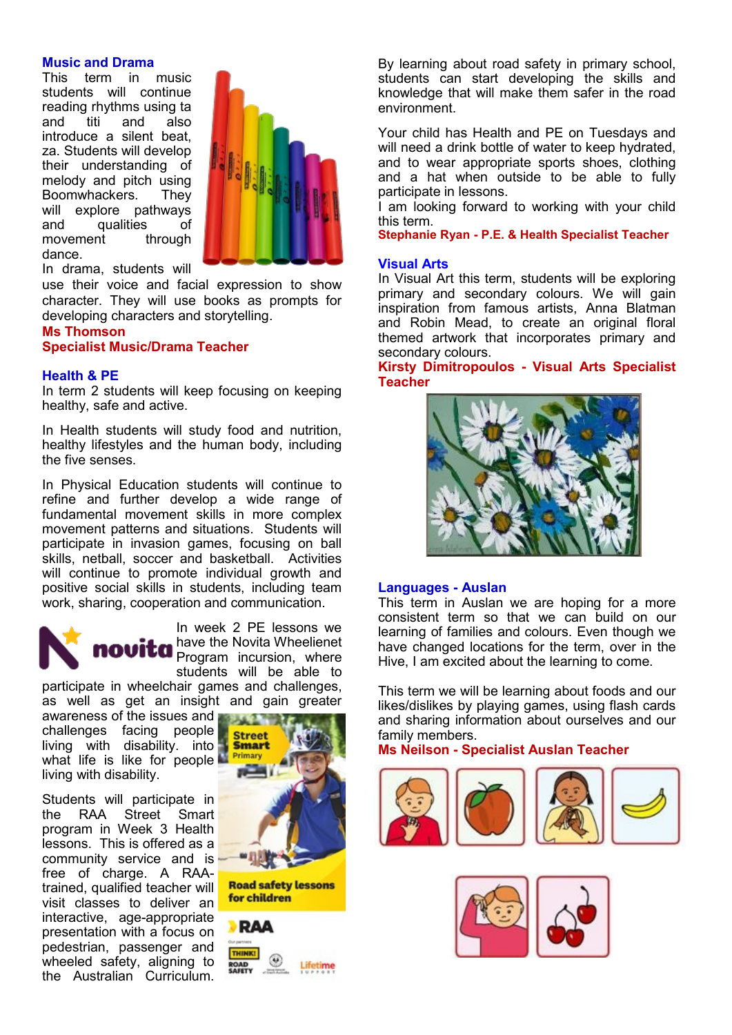### Music and Drama

This term in music students will continue reading rhythms using ta and titi and also introduce a silent beat, za. Students will develop their understanding of melody and pitch using Boomwhackers. They will explore pathways and qualities of movement through dance.

In drama, students will use their voice and facial expression to show character. They will use books as prompts for developing characters and storytelling.

**Ms Thomson**
**Specialist Music/Drama Teacher**

### Health & PE

In term 2 students will keep focusing on keeping healthy, safe and active.

In Health students will study food and nutrition, healthy lifestyles and the human body, including the five senses.

In Physical Education students will continue to refine and further develop a wide range of fundamental movement skills in more complex movement patterns and situations. Students will participate in invasion games, focusing on ball skills, netball, soccer and basketball. Activities will continue to promote individual growth and positive social skills in students, including team work, sharing, cooperation and communication.

In week 2 PE lessons we have the Novita Wheelienet Program incursion, where students will be able to participate in wheelchair games and challenges, as well as get an insight and gain greater awareness of the issues and challenges facing people living with disability. into what life is like for people living with disability.

Students will participate in the RAA Street Smart program in Week 3 Health lessons. This is offered as a community service and is free of charge. A RAA-trained, qualified teacher will visit classes to deliver an interactive, age-appropriate presentation with a focus on pedestrian, passenger and wheeled safety, aligning to the Australian Curriculum.

By learning about road safety in primary school, students can start developing the skills and knowledge that will make them safer in the road environment.

Your child has Health and PE on Tuesdays and will need a drink bottle of water to keep hydrated, and to wear appropriate sports shoes, clothing and a hat when outside to be able to fully participate in lessons.

I am looking forward to working with your child this term.

**Stephanie Ryan - P.E. & Health Specialist Teacher**

### Visual Arts

In Visual Art this term, students will be exploring primary and secondary colours. We will gain inspiration from famous artists, Anna Blatman and Robin Mead, to create an original floral themed artwork that incorporates primary and secondary colours.

**Kirsty Dimitropoulos - Visual Arts Specialist Teacher**

### Languages - Auslan

This term in Auslan we are hoping for a more consistent term so that we can build on our learning of families and colours. Even though we have changed locations for the term, over in the Hive, I am excited about the learning to come.

This term we will be learning about foods and our likes/dislikes by playing games, using flash cards and sharing information about ourselves and our family members.

**Ms Neilson - Specialist Auslan Teacher**